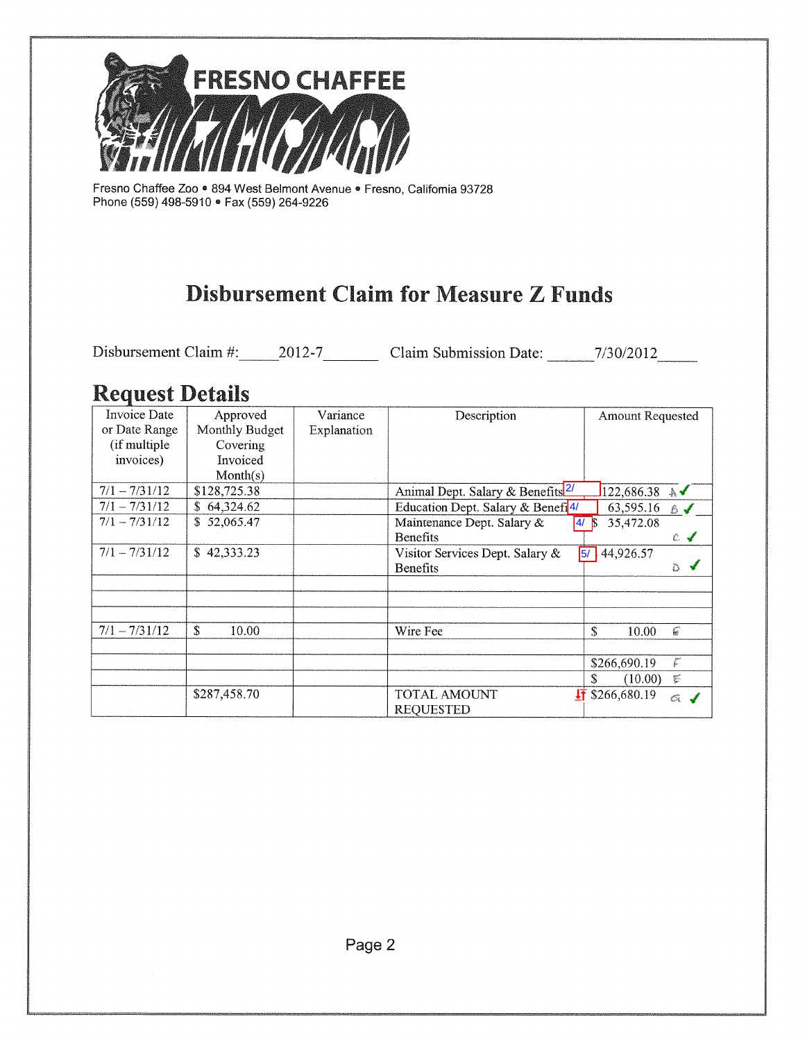FRESNO CHAFFEE ZOO

Fresno Chaffee Zoo • 894 West Belmont Avenue • Fresno, California 93728
Phone (559) 498-5910 • Fax (559) 264-9226

# Disbursement Claim for Measure Z Funds

Disbursement Claim #: 2012-7 Claim Submission Date: 7/30/2012

## Request Details

| Invoice Date or Date Range (if multiple invoices) | Approved Monthly Budget Covering Invoiced Month(s) | Variance Explanation | Description | Amount Requested |
|---|---|---|---|---|
| 7/1 – 7/31/12 | $128,725.38 | | Animal Dept. Salary & Benefits 2/ | 122,686.38 A ✓ |
| 7/1 – 7/31/12 | $ 64,324.62 | | Education Dept. Salary & Benefi 4/ | 63,595.16 B ✓ |
| 7/1 – 7/31/12 | $ 52,065.47 | | Maintenance Dept. Salary & Benefits 4/ | $ 35,472.08 C ✓ |
| 7/1 – 7/31/12 | $ 42,333.23 | | Visitor Services Dept. Salary & Benefits 5/ | 44,926.57 D ✓ |
| | | | | |
| | | | | |
| | | | | |
| 7/1 – 7/31/12 | $ 10.00 | | Wire Fee | $ 10.00 E |
| | | | | |
| | | | | $266,690.19 F |
| | | | | $ (10.00) E |
| | $287,458.70 | | TOTAL AMOUNT REQUESTED | $266,680.19 G ✓ |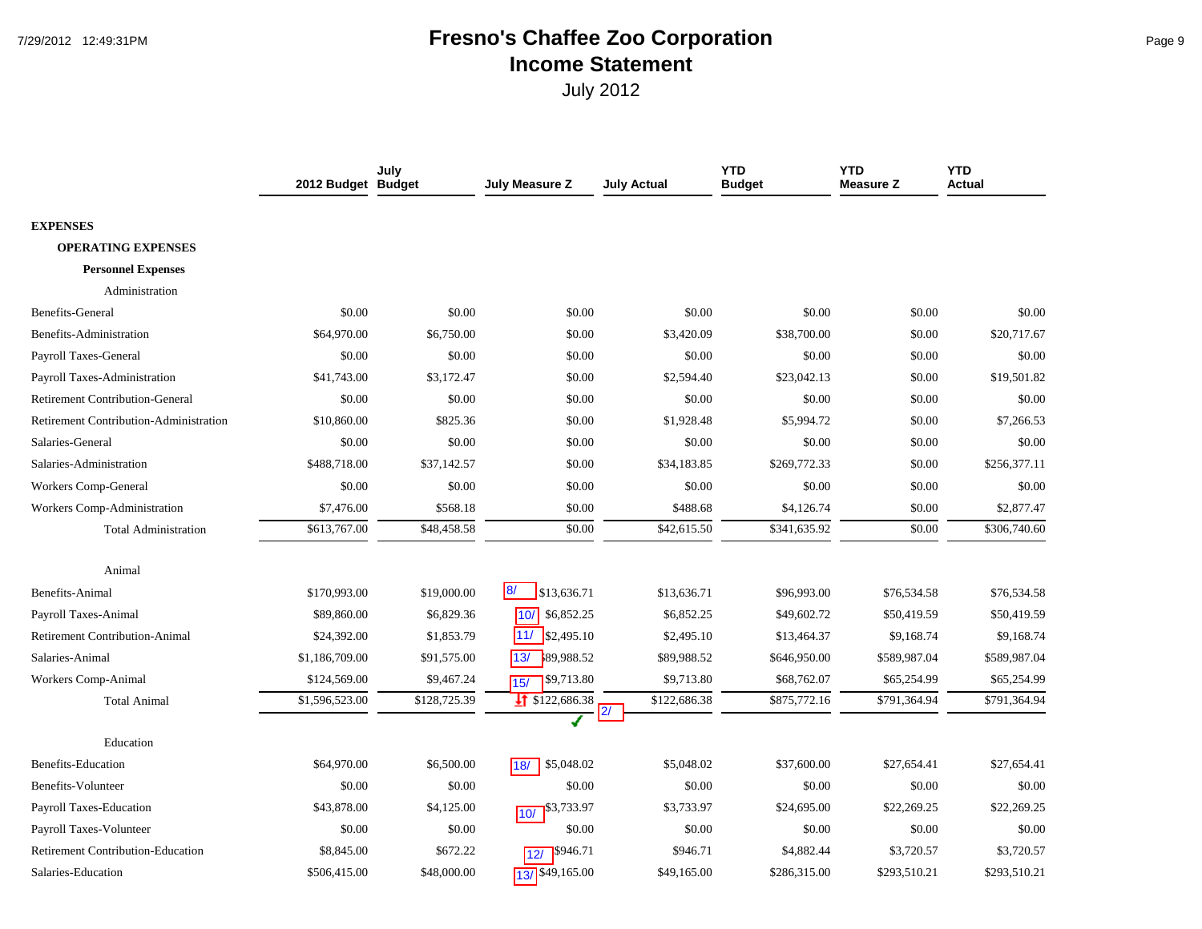# Fresno's Chaffee Zoo Corporation

## Income Statement

July 2012

| | 2012 Budget | July Budget | July Measure Z | July Actual | YTD Budget | YTD Measure Z | YTD Actual |
|---|---|---|---|---|---|---|---|
| **EXPENSES** | | | | | | | |
| **OPERATING EXPENSES** | | | | | | | |
| **Personnel Expenses** | | | | | | | |
| Administration | | | | | | | |
| Benefits-General | $0.00 | $0.00 | $0.00 | $0.00 | $0.00 | $0.00 | $0.00 |
| Benefits-Administration | $64,970.00 | $6,750.00 | $0.00 | $3,420.09 | $38,700.00 | $0.00 | $20,717.67 |
| Payroll Taxes-General | $0.00 | $0.00 | $0.00 | $0.00 | $0.00 | $0.00 | $0.00 |
| Payroll Taxes-Administration | $41,743.00 | $3,172.47 | $0.00 | $2,594.40 | $23,042.13 | $0.00 | $19,501.82 |
| Retirement Contribution-General | $0.00 | $0.00 | $0.00 | $0.00 | $0.00 | $0.00 | $0.00 |
| Retirement Contribution-Administration | $10,860.00 | $825.36 | $0.00 | $1,928.48 | $5,994.72 | $0.00 | $7,266.53 |
| Salaries-General | $0.00 | $0.00 | $0.00 | $0.00 | $0.00 | $0.00 | $0.00 |
| Salaries-Administration | $488,718.00 | $37,142.57 | $0.00 | $34,183.85 | $269,772.33 | $0.00 | $256,377.11 |
| Workers Comp-General | $0.00 | $0.00 | $0.00 | $0.00 | $0.00 | $0.00 | $0.00 |
| Workers Comp-Administration | $7,476.00 | $568.18 | $0.00 | $488.68 | $4,126.74 | $0.00 | $2,877.47 |
| Total Administration | $613,767.00 | $48,458.58 | $0.00 | $42,615.50 | $341,635.92 | $0.00 | $306,740.60 |
| Animal | | | | | | | |
| Benefits-Animal | $170,993.00 | $19,000.00 | 8/ $13,636.71 | $13,636.71 | $96,993.00 | $76,534.58 | $76,534.58 |
| Payroll Taxes-Animal | $89,860.00 | $6,829.36 | 10/ $6,852.25 | $6,852.25 | $49,602.72 | $50,419.59 | $50,419.59 |
| Retirement Contribution-Animal | $24,392.00 | $1,853.79 | 11/ $2,495.10 | $2,495.10 | $13,464.37 | $9,168.74 | $9,168.74 |
| Salaries-Animal | $1,186,709.00 | $91,575.00 | 13/ $89,988.52 | $89,988.52 | $646,950.00 | $589,987.04 | $589,987.04 |
| Workers Comp-Animal | $124,569.00 | $9,467.24 | 15/ $9,713.80 | $9,713.80 | $68,762.07 | $65,254.99 | $65,254.99 |
| Total Animal | $1,596,523.00 | $128,725.39 | $122,686.38 ✓ | 2/ $122,686.38 | $875,772.16 | $791,364.94 | $791,364.94 |
| Education | | | | | | | |
| Benefits-Education | $64,970.00 | $6,500.00 | 18/ $5,048.02 | $5,048.02 | $37,600.00 | $27,654.41 | $27,654.41 |
| Benefits-Volunteer | $0.00 | $0.00 | $0.00 | $0.00 | $0.00 | $0.00 | $0.00 |
| Payroll Taxes-Education | $43,878.00 | $4,125.00 | 10/ $3,733.97 | $3,733.97 | $24,695.00 | $22,269.25 | $22,269.25 |
| Payroll Taxes-Volunteer | $0.00 | $0.00 | $0.00 | $0.00 | $0.00 | $0.00 | $0.00 |
| Retirement Contribution-Education | $8,845.00 | $672.22 | 12/ $946.71 | $946.71 | $4,882.44 | $3,720.57 | $3,720.57 |
| Salaries-Education | $506,415.00 | $48,000.00 | 13/ $49,165.00 | $49,165.00 | $286,315.00 | $293,510.21 | $293,510.21 |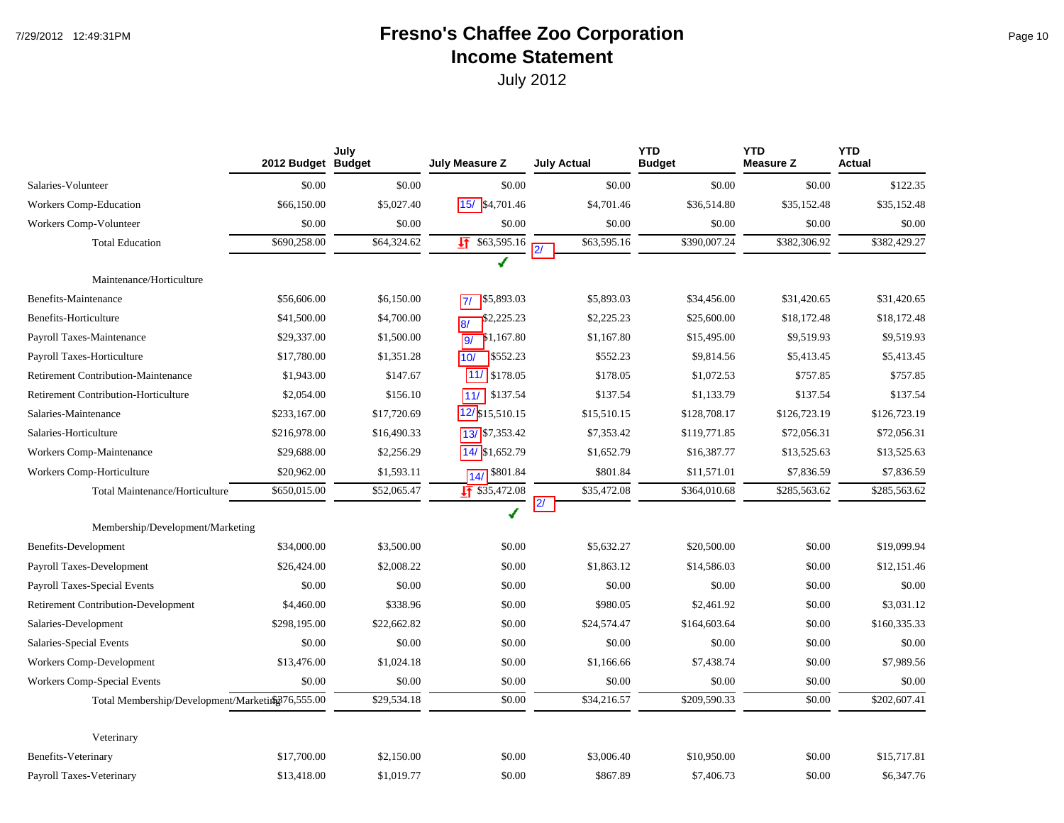# Fresno's Chaffee Zoo Corporation

## Income Statement

July 2012

| | 2012 Budget | July Budget | July Measure Z | July Actual | YTD Budget | YTD Measure Z | YTD Actual |
|---|---|---|---|---|---|---|---|
| Salaries-Volunteer | $0.00 | $0.00 | $0.00 | $0.00 | $0.00 | $0.00 | $122.35 |
| Workers Comp-Education | $66,150.00 | $5,027.40 | 15/ $4,701.46 | $4,701.46 | $36,514.80 | $35,152.48 | $35,152.48 |
| Workers Comp-Volunteer | $0.00 | $0.00 | $0.00 | $0.00 | $0.00 | $0.00 | $0.00 |
| Total Education | $690,258.00 | $64,324.62 | $63,595.16 ✓ | 2/ $63,595.16 | $390,007.24 | $382,306.92 | $382,429.27 |
| Maintenance/Horticulture | | | | | | | |
| Benefits-Maintenance | $56,606.00 | $6,150.00 | 7/ $5,893.03 | $5,893.03 | $34,456.00 | $31,420.65 | $31,420.65 |
| Benefits-Horticulture | $41,500.00 | $4,700.00 | 8/ $2,225.23 | $2,225.23 | $25,600.00 | $18,172.48 | $18,172.48 |
| Payroll Taxes-Maintenance | $29,337.00 | $1,500.00 | 9/ $1,167.80 | $1,167.80 | $15,495.00 | $9,519.93 | $9,519.93 |
| Payroll Taxes-Horticulture | $17,780.00 | $1,351.28 | 10/ $552.23 | $552.23 | $9,814.56 | $5,413.45 | $5,413.45 |
| Retirement Contribution-Maintenance | $1,943.00 | $147.67 | 11/ $178.05 | $178.05 | $1,072.53 | $757.85 | $757.85 |
| Retirement Contribution-Horticulture | $2,054.00 | $156.10 | 11/ $137.54 | $137.54 | $1,133.79 | $137.54 | $137.54 |
| Salaries-Maintenance | $233,167.00 | $17,720.69 | 12/ $15,510.15 | $15,510.15 | $128,708.17 | $126,723.19 | $126,723.19 |
| Salaries-Horticulture | $216,978.00 | $16,490.33 | 13/ $7,353.42 | $7,353.42 | $119,771.85 | $72,056.31 | $72,056.31 |
| Workers Comp-Maintenance | $29,688.00 | $2,256.29 | 14/ $1,652.79 | $1,652.79 | $16,387.77 | $13,525.63 | $13,525.63 |
| Workers Comp-Horticulture | $20,962.00 | $1,593.11 | 14/ $801.84 | $801.84 | $11,571.01 | $7,836.59 | $7,836.59 |
| Total Maintenance/Horticulture | $650,015.00 | $52,065.47 | $35,472.08 ✓ | 2/ $35,472.08 | $364,010.68 | $285,563.62 | $285,563.62 |
| Membership/Development/Marketing | | | | | | | |
| Benefits-Development | $34,000.00 | $3,500.00 | $0.00 | $5,632.27 | $20,500.00 | $0.00 | $19,099.94 |
| Payroll Taxes-Development | $26,424.00 | $2,008.22 | $0.00 | $1,863.12 | $14,586.03 | $0.00 | $12,151.46 |
| Payroll Taxes-Special Events | $0.00 | $0.00 | $0.00 | $0.00 | $0.00 | $0.00 | $0.00 |
| Retirement Contribution-Development | $4,460.00 | $338.96 | $0.00 | $980.05 | $2,461.92 | $0.00 | $3,031.12 |
| Salaries-Development | $298,195.00 | $22,662.82 | $0.00 | $24,574.47 | $164,603.64 | $0.00 | $160,335.33 |
| Salaries-Special Events | $0.00 | $0.00 | $0.00 | $0.00 | $0.00 | $0.00 | $0.00 |
| Workers Comp-Development | $13,476.00 | $1,024.18 | $0.00 | $1,166.66 | $7,438.74 | $0.00 | $7,989.56 |
| Workers Comp-Special Events | $0.00 | $0.00 | $0.00 | $0.00 | $0.00 | $0.00 | $0.00 |
| Total Membership/Development/Marketing | $376,555.00 | $29,534.18 | $0.00 | $34,216.57 | $209,590.33 | $0.00 | $202,607.41 |
| Veterinary | | | | | | | |
| Benefits-Veterinary | $17,700.00 | $2,150.00 | $0.00 | $3,006.40 | $10,950.00 | $0.00 | $15,717.81 |
| Payroll Taxes-Veterinary | $13,418.00 | $1,019.77 | $0.00 | $867.89 | $7,406.73 | $0.00 | $6,347.76 |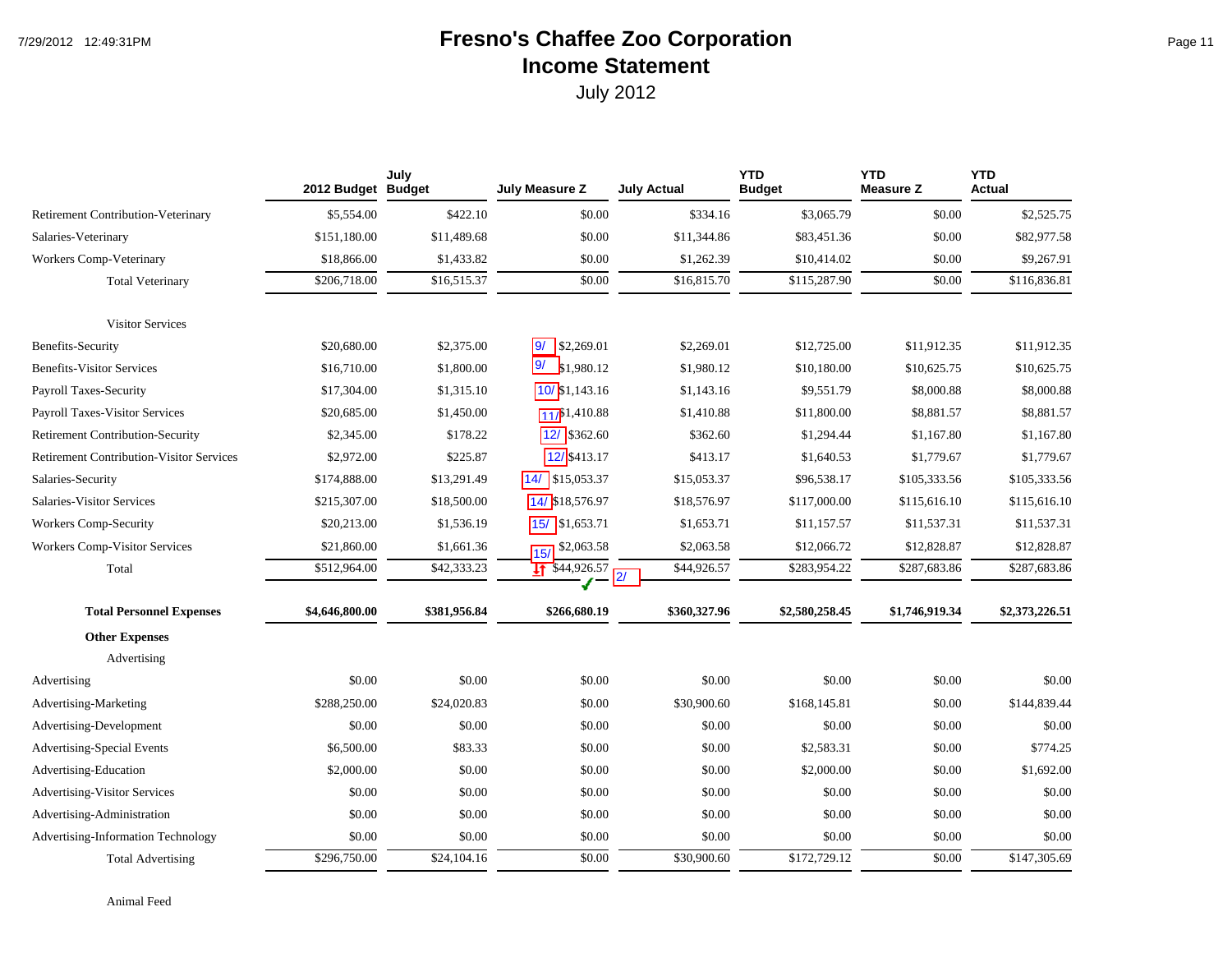# Fresno's Chaffee Zoo Corporation

## Income Statement

July 2012

| | 2012 Budget | July Budget | July Measure Z | July Actual | YTD Budget | YTD Measure Z | YTD Actual |
|---|---|---|---|---|---|---|---|
| Retirement Contribution-Veterinary | $5,554.00 | $422.10 | $0.00 | $334.16 | $3,065.79 | $0.00 | $2,525.75 |
| Salaries-Veterinary | $151,180.00 | $11,489.68 | $0.00 | $11,344.86 | $83,451.36 | $0.00 | $82,977.58 |
| Workers Comp-Veterinary | $18,866.00 | $1,433.82 | $0.00 | $1,262.39 | $10,414.02 | $0.00 | $9,267.91 |
| Total Veterinary | $206,718.00 | $16,515.37 | $0.00 | $16,815.70 | $115,287.90 | $0.00 | $116,836.81 |
| Visitor Services | | | | | | | |
| Benefits-Security | $20,680.00 | $2,375.00 | 9/ $2,269.01 | $2,269.01 | $12,725.00 | $11,912.35 | $11,912.35 |
| Benefits-Visitor Services | $16,710.00 | $1,800.00 | 9/ $1,980.12 | $1,980.12 | $10,180.00 | $10,625.75 | $10,625.75 |
| Payroll Taxes-Security | $17,304.00 | $1,315.10 | 10/ $1,143.16 | $1,143.16 | $9,551.79 | $8,000.88 | $8,000.88 |
| Payroll Taxes-Visitor Services | $20,685.00 | $1,450.00 | 11/ $1,410.88 | $1,410.88 | $11,800.00 | $8,881.57 | $8,881.57 |
| Retirement Contribution-Security | $2,345.00 | $178.22 | 12/ $362.60 | $362.60 | $1,294.44 | $1,167.80 | $1,167.80 |
| Retirement Contribution-Visitor Services | $2,972.00 | $225.87 | 12/ $413.17 | $413.17 | $1,640.53 | $1,779.67 | $1,779.67 |
| Salaries-Security | $174,888.00 | $13,291.49 | 14/ $15,053.37 | $15,053.37 | $96,538.17 | $105,333.56 | $105,333.56 |
| Salaries-Visitor Services | $215,307.00 | $18,500.00 | 14/ $18,576.97 | $18,576.97 | $117,000.00 | $115,616.10 | $115,616.10 |
| Workers Comp-Security | $20,213.00 | $1,536.19 | 15/ $1,653.71 | $1,653.71 | $11,157.57 | $11,537.31 | $11,537.31 |
| Workers Comp-Visitor Services | $21,860.00 | $1,661.36 | 15/ $2,063.58 | $2,063.58 | $12,066.72 | $12,828.87 | $12,828.87 |
| Total | $512,964.00 | $42,333.23 | $44,926.57 ✓ | 2/ $44,926.57 | $283,954.22 | $287,683.86 | $287,683.86 |
| **Total Personnel Expenses** | **$4,646,800.00** | **$381,956.84** | **$266,680.19** | **$360,327.96** | **$2,580,258.45** | **$1,746,919.34** | **$2,373,226.51** |
| **Other Expenses** | | | | | | | |
| Advertising | | | | | | | |
| Advertising | $0.00 | $0.00 | $0.00 | $0.00 | $0.00 | $0.00 | $0.00 |
| Advertising-Marketing | $288,250.00 | $24,020.83 | $0.00 | $30,900.60 | $168,145.81 | $0.00 | $144,839.44 |
| Advertising-Development | $0.00 | $0.00 | $0.00 | $0.00 | $0.00 | $0.00 | $0.00 |
| Advertising-Special Events | $6,500.00 | $83.33 | $0.00 | $0.00 | $2,583.31 | $0.00 | $774.25 |
| Advertising-Education | $2,000.00 | $0.00 | $0.00 | $0.00 | $2,000.00 | $0.00 | $1,692.00 |
| Advertising-Visitor Services | $0.00 | $0.00 | $0.00 | $0.00 | $0.00 | $0.00 | $0.00 |
| Advertising-Administration | $0.00 | $0.00 | $0.00 | $0.00 | $0.00 | $0.00 | $0.00 |
| Advertising-Information Technology | $0.00 | $0.00 | $0.00 | $0.00 | $0.00 | $0.00 | $0.00 |
| Total Advertising | $296,750.00 | $24,104.16 | $0.00 | $30,900.60 | $172,729.12 | $0.00 | $147,305.69 |
| Animal Feed | | | | | | | |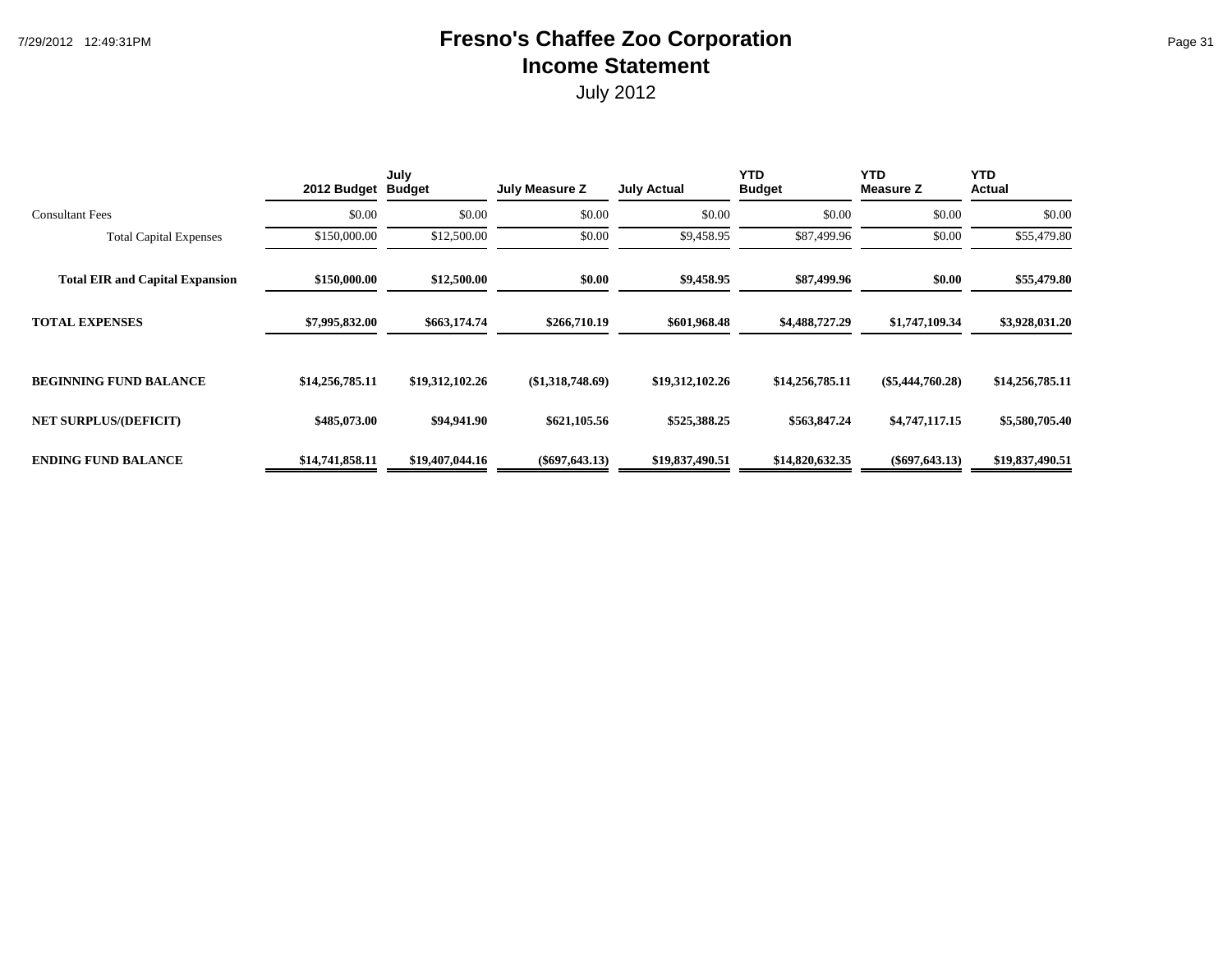# Fresno's Chaffee Zoo Corporation
## Income Statement
July 2012

| | 2012 Budget | July Budget | July Measure Z | July Actual | YTD Budget | YTD Measure Z | YTD Actual |
|---|---|---|---|---|---|---|---|
| Consultant Fees | $0.00 | $0.00 | $0.00 | $0.00 | $0.00 | $0.00 | $0.00 |
| Total Capital Expenses | $150,000.00 | $12,500.00 | $0.00 | $9,458.95 | $87,499.96 | $0.00 | $55,479.80 |
| **Total EIR and Capital Expansion** | **$150,000.00** | **$12,500.00** | **$0.00** | **$9,458.95** | **$87,499.96** | **$0.00** | **$55,479.80** |
| **TOTAL EXPENSES** | **$7,995,832.00** | **$663,174.74** | **$266,710.19** | **$601,968.48** | **$4,488,727.29** | **$1,747,109.34** | **$3,928,031.20** |
| **BEGINNING FUND BALANCE** | **$14,256,785.11** | **$19,312,102.26** | **($1,318,748.69)** | **$19,312,102.26** | **$14,256,785.11** | **($5,444,760.28)** | **$14,256,785.11** |
| **NET SURPLUS/(DEFICIT)** | **$485,073.00** | **$94,941.90** | **$621,105.56** | **$525,388.25** | **$563,847.24** | **$4,747,117.15** | **$5,580,705.40** |
| **ENDING FUND BALANCE** | **$14,741,858.11** | **$19,407,044.16** | **($697,643.13)** | **$19,837,490.51** | **$14,820,632.35** | **($697,643.13)** | **$19,837,490.51** |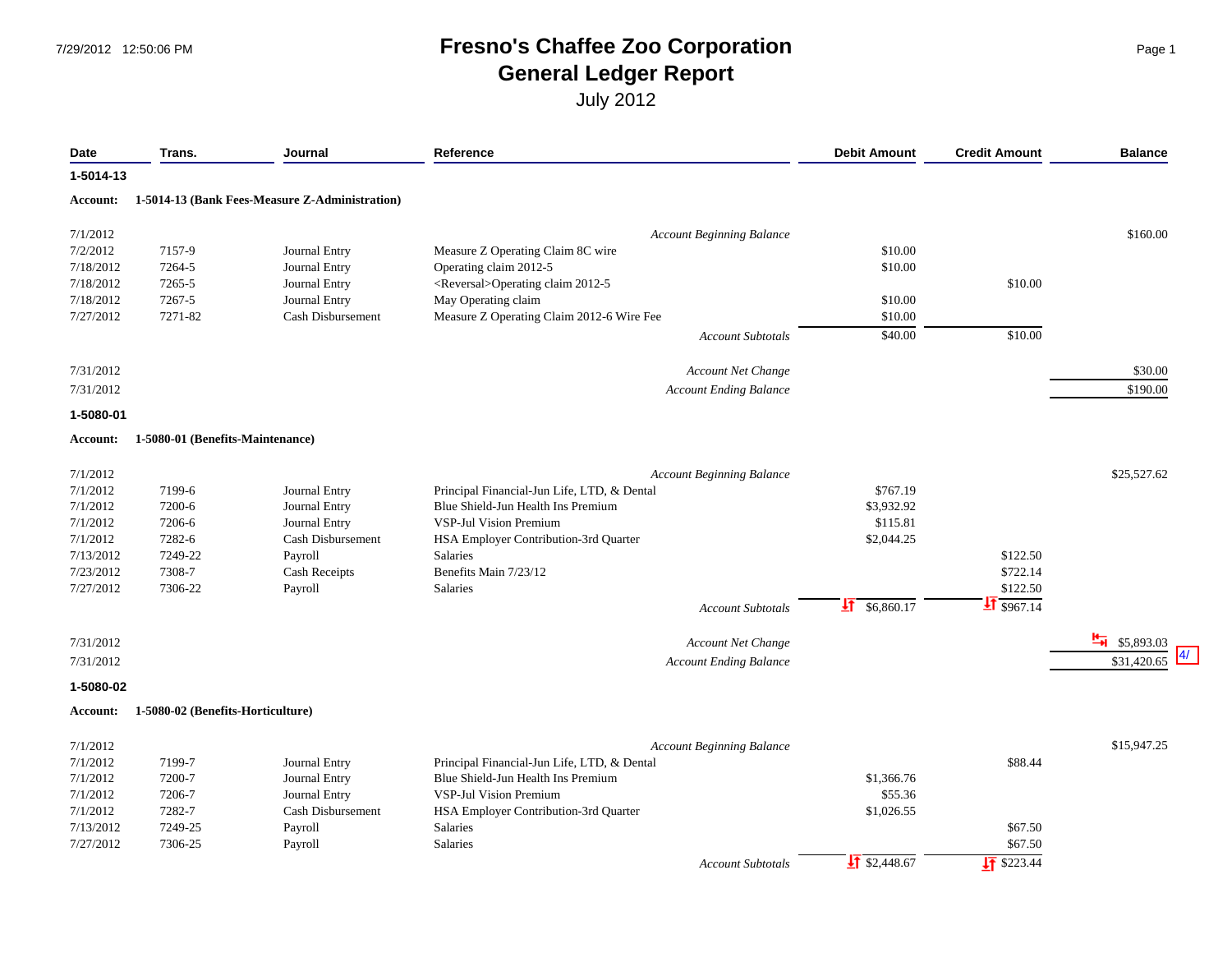7/29/2012 12:50:06 PM

# Fresno's Chaffee Zoo Corporation
## General Ledger Report
July 2012

| Date | Trans. | Journal | Reference | Debit Amount | Credit Amount | Balance |
|---|---|---|---|---|---|---|
| **1-5014-13** | | | | | | |
| **Account:** | **1-5014-13 (Bank Fees-Measure Z-Administration)** | | | | | |
| 7/1/2012 | | | *Account Beginning Balance* | | | $160.00 |
| 7/2/2012 | 7157-9 | Journal Entry | Measure Z Operating Claim 8C wire | $10.00 | | |
| 7/18/2012 | 7264-5 | Journal Entry | Operating claim 2012-5 | $10.00 | | |
| 7/18/2012 | 7265-5 | Journal Entry | <Reversal>Operating claim 2012-5 | | $10.00 | |
| 7/18/2012 | 7267-5 | Journal Entry | May Operating claim | $10.00 | | |
| 7/27/2012 | 7271-82 | Cash Disbursement | Measure Z Operating Claim 2012-6 Wire Fee | $10.00 | | |
| | | | *Account Subtotals* | $40.00 | $10.00 | |
| 7/31/2012 | | | *Account Net Change* | | | $30.00 |
| 7/31/2012 | | | *Account Ending Balance* | | | $190.00 |
| **1-5080-01** | | | | | | |
| **Account:** | **1-5080-01 (Benefits-Maintenance)** | | | | | |
| 7/1/2012 | | | *Account Beginning Balance* | | | $25,527.62 |
| 7/1/2012 | 7199-6 | Journal Entry | Principal Financial-Jun Life, LTD, & Dental | $767.19 | | |
| 7/1/2012 | 7200-6 | Journal Entry | Blue Shield-Jun Health Ins Premium | $3,932.92 | | |
| 7/1/2012 | 7206-6 | Journal Entry | VSP-Jul Vision Premium | $115.81 | | |
| 7/1/2012 | 7282-6 | Cash Disbursement | HSA Employer Contribution-3rd Quarter | $2,044.25 | | |
| 7/13/2012 | 7249-22 | Payroll | Salaries | | $122.50 | |
| 7/23/2012 | 7308-7 | Cash Receipts | Benefits Main 7/23/12 | | $722.14 | |
| 7/27/2012 | 7306-22 | Payroll | Salaries | | $122.50 | |
| | | | *Account Subtotals* | $6,860.17 | $967.14 | |
| 7/31/2012 | | | *Account Net Change* | | | $5,893.03 |
| 7/31/2012 | | | *Account Ending Balance* | | | $31,420.65 4/ |
| **1-5080-02** | | | | | | |
| **Account:** | **1-5080-02 (Benefits-Horticulture)** | | | | | |
| 7/1/2012 | | | *Account Beginning Balance* | | | $15,947.25 |
| 7/1/2012 | 7199-7 | Journal Entry | Principal Financial-Jun Life, LTD, & Dental | | $88.44 | |
| 7/1/2012 | 7200-7 | Journal Entry | Blue Shield-Jun Health Ins Premium | $1,366.76 | | |
| 7/1/2012 | 7206-7 | Journal Entry | VSP-Jul Vision Premium | $55.36 | | |
| 7/1/2012 | 7282-7 | Cash Disbursement | HSA Employer Contribution-3rd Quarter | $1,026.55 | | |
| 7/13/2012 | 7249-25 | Payroll | Salaries | | $67.50 | |
| 7/27/2012 | 7306-25 | Payroll | Salaries | | $67.50 | |
| | | | *Account Subtotals* | $2,448.67 | $223.44 | |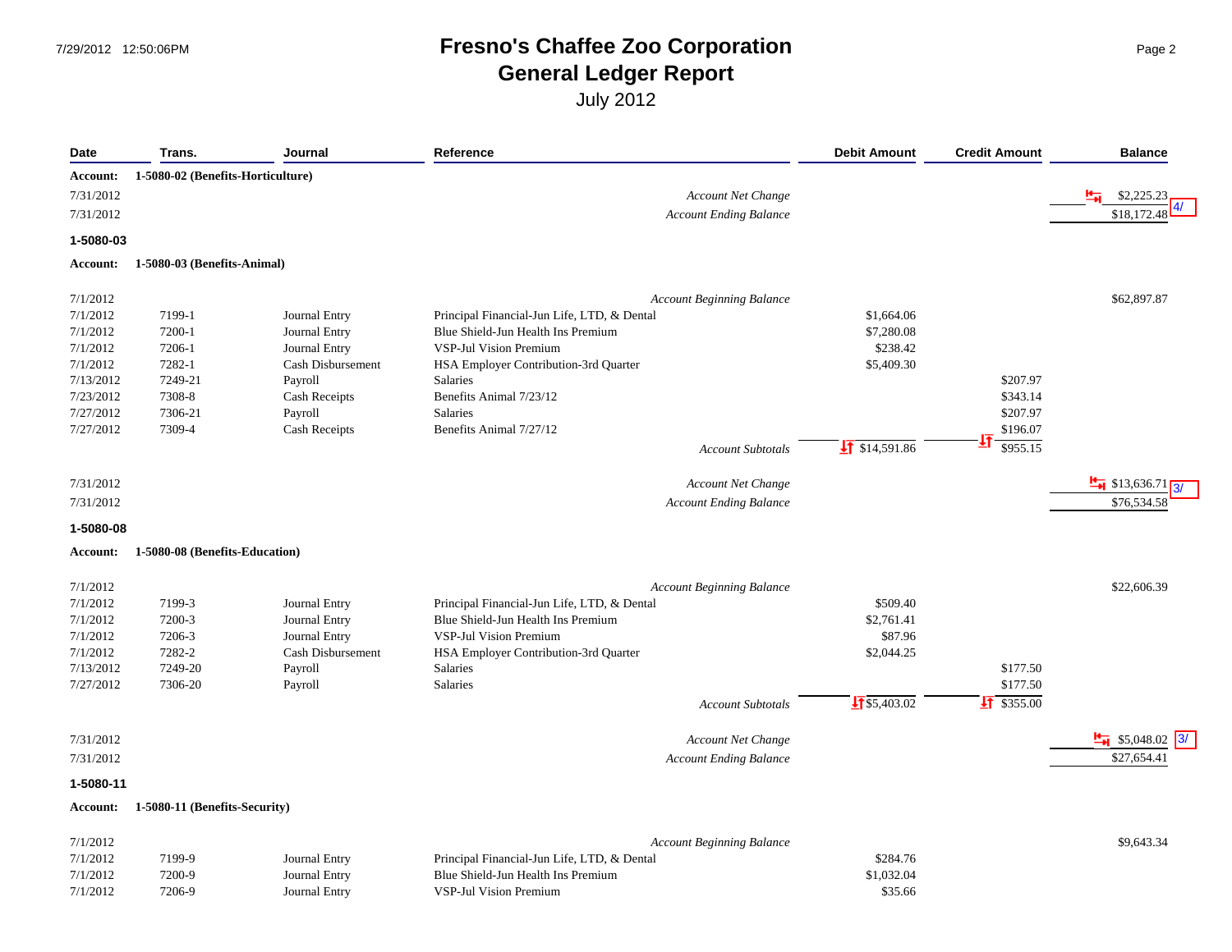# Fresno's Chaffee Zoo Corporation
## General Ledger Report
July 2012

| Date | Trans. | Journal | Reference | Debit Amount | Credit Amount | Balance |
|---|---|---|---|---|---|---|
| **Account:** | **1-5080-02 (Benefits-Horticulture)** | | | | | |
| 7/31/2012 | | | *Account Net Change* | | | $2,225.23 4/ |
| 7/31/2012 | | | *Account Ending Balance* | | | $18,172.48 |
| **1-5080-03** | | | | | | |
| **Account:** | **1-5080-03 (Benefits-Animal)** | | | | | |
| 7/1/2012 | | | *Account Beginning Balance* | | | $62,897.87 |
| 7/1/2012 | 7199-1 | Journal Entry | Principal Financial-Jun Life, LTD, & Dental | $1,664.06 | | |
| 7/1/2012 | 7200-1 | Journal Entry | Blue Shield-Jun Health Ins Premium | $7,280.08 | | |
| 7/1/2012 | 7206-1 | Journal Entry | VSP-Jul Vision Premium | $238.42 | | |
| 7/1/2012 | 7282-1 | Cash Disbursement | HSA Employer Contribution-3rd Quarter | $5,409.30 | | |
| 7/13/2012 | 7249-21 | Payroll | Salaries | | $207.97 | |
| 7/23/2012 | 7308-8 | Cash Receipts | Benefits Animal 7/23/12 | | $343.14 | |
| 7/27/2012 | 7306-21 | Payroll | Salaries | | $207.97 | |
| 7/27/2012 | 7309-4 | Cash Receipts | Benefits Animal 7/27/12 | | $196.07 | |
| | | | *Account Subtotals* | $14,591.86 | $955.15 | |
| 7/31/2012 | | | *Account Net Change* | | | $13,636.71 3/ |
| 7/31/2012 | | | *Account Ending Balance* | | | $76,534.58 |
| **1-5080-08** | | | | | | |
| **Account:** | **1-5080-08 (Benefits-Education)** | | | | | |
| 7/1/2012 | | | *Account Beginning Balance* | | | $22,606.39 |
| 7/1/2012 | 7199-3 | Journal Entry | Principal Financial-Jun Life, LTD, & Dental | $509.40 | | |
| 7/1/2012 | 7200-3 | Journal Entry | Blue Shield-Jun Health Ins Premium | $2,761.41 | | |
| 7/1/2012 | 7206-3 | Journal Entry | VSP-Jul Vision Premium | $87.96 | | |
| 7/1/2012 | 7282-2 | Cash Disbursement | HSA Employer Contribution-3rd Quarter | $2,044.25 | | |
| 7/13/2012 | 7249-20 | Payroll | Salaries | | $177.50 | |
| 7/27/2012 | 7306-20 | Payroll | Salaries | | $177.50 | |
| | | | *Account Subtotals* | $5,403.02 | $355.00 | |
| 7/31/2012 | | | *Account Net Change* | | | $5,048.02 3/ |
| 7/31/2012 | | | *Account Ending Balance* | | | $27,654.41 |
| **1-5080-11** | | | | | | |
| **Account:** | **1-5080-11 (Benefits-Security)** | | | | | |
| 7/1/2012 | | | *Account Beginning Balance* | | | $9,643.34 |
| 7/1/2012 | 7199-9 | Journal Entry | Principal Financial-Jun Life, LTD, & Dental | $284.76 | | |
| 7/1/2012 | 7200-9 | Journal Entry | Blue Shield-Jun Health Ins Premium | $1,032.04 | | |
| 7/1/2012 | 7206-9 | Journal Entry | VSP-Jul Vision Premium | $35.66 | | |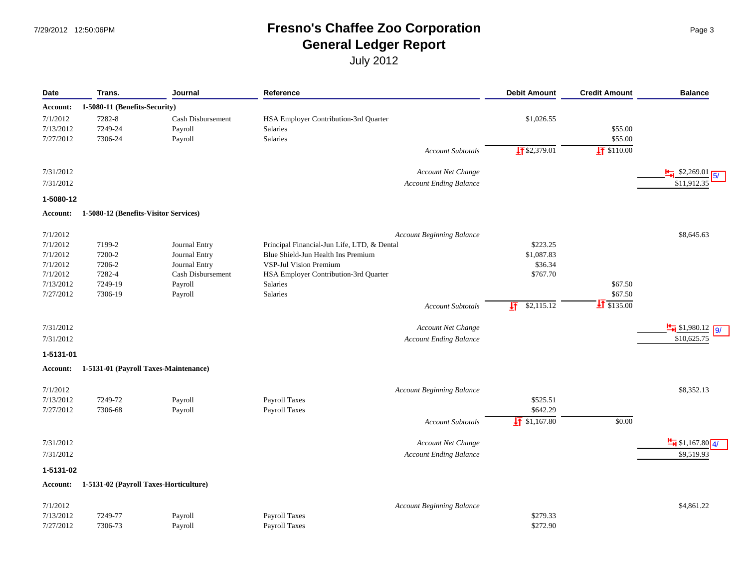# Fresno's Chaffee Zoo Corporation
## General Ledger Report
July 2012

| Date | Trans. | Journal | Reference | Debit Amount | Credit Amount | Balance |
|---|---|---|---|---|---|---|
| **Account:** | **1-5080-11 (Benefits-Security)** | | | | | |
| 7/1/2012 | 7282-8 | Cash Disbursement | HSA Employer Contribution-3rd Quarter | $1,026.55 | | |
| 7/13/2012 | 7249-24 | Payroll | Salaries | | $55.00 | |
| 7/27/2012 | 7306-24 | Payroll | Salaries | | $55.00 | |
| | | | *Account Subtotals* | $2,379.01 | $110.00 | |
| 7/31/2012 | | | *Account Net Change* | | | $2,269.01 5/ |
| 7/31/2012 | | | *Account Ending Balance* | | | $11,912.35 |
| **1-5080-12** | | | | | | |
| **Account:** | **1-5080-12 (Benefits-Visitor Services)** | | | | | |
| 7/1/2012 | | | *Account Beginning Balance* | | | $8,645.63 |
| 7/1/2012 | 7199-2 | Journal Entry | Principal Financial-Jun Life, LTD, & Dental | $223.25 | | |
| 7/1/2012 | 7200-2 | Journal Entry | Blue Shield-Jun Health Ins Premium | $1,087.83 | | |
| 7/1/2012 | 7206-2 | Journal Entry | VSP-Jul Vision Premium | $36.34 | | |
| 7/1/2012 | 7282-4 | Cash Disbursement | HSA Employer Contribution-3rd Quarter | $767.70 | | |
| 7/13/2012 | 7249-19 | Payroll | Salaries | | $67.50 | |
| 7/27/2012 | 7306-19 | Payroll | Salaries | | $67.50 | |
| | | | *Account Subtotals* | $2,115.12 | $135.00 | |
| 7/31/2012 | | | *Account Net Change* | | | $1,980.12 9/ |
| 7/31/2012 | | | *Account Ending Balance* | | | $10,625.75 |
| **1-5131-01** | | | | | | |
| **Account:** | **1-5131-01 (Payroll Taxes-Maintenance)** | | | | | |
| 7/1/2012 | | | *Account Beginning Balance* | | | $8,352.13 |
| 7/13/2012 | 7249-72 | Payroll | Payroll Taxes | $525.51 | | |
| 7/27/2012 | 7306-68 | Payroll | Payroll Taxes | $642.29 | | |
| | | | *Account Subtotals* | $1,167.80 | $0.00 | |
| 7/31/2012 | | | *Account Net Change* | | | $1,167.80 4/ |
| 7/31/2012 | | | *Account Ending Balance* | | | $9,519.93 |
| **1-5131-02** | | | | | | |
| **Account:** | **1-5131-02 (Payroll Taxes-Horticulture)** | | | | | |
| 7/1/2012 | | | *Account Beginning Balance* | | | $4,861.22 |
| 7/13/2012 | 7249-77 | Payroll | Payroll Taxes | $279.33 | | |
| 7/27/2012 | 7306-73 | Payroll | Payroll Taxes | $272.90 | | |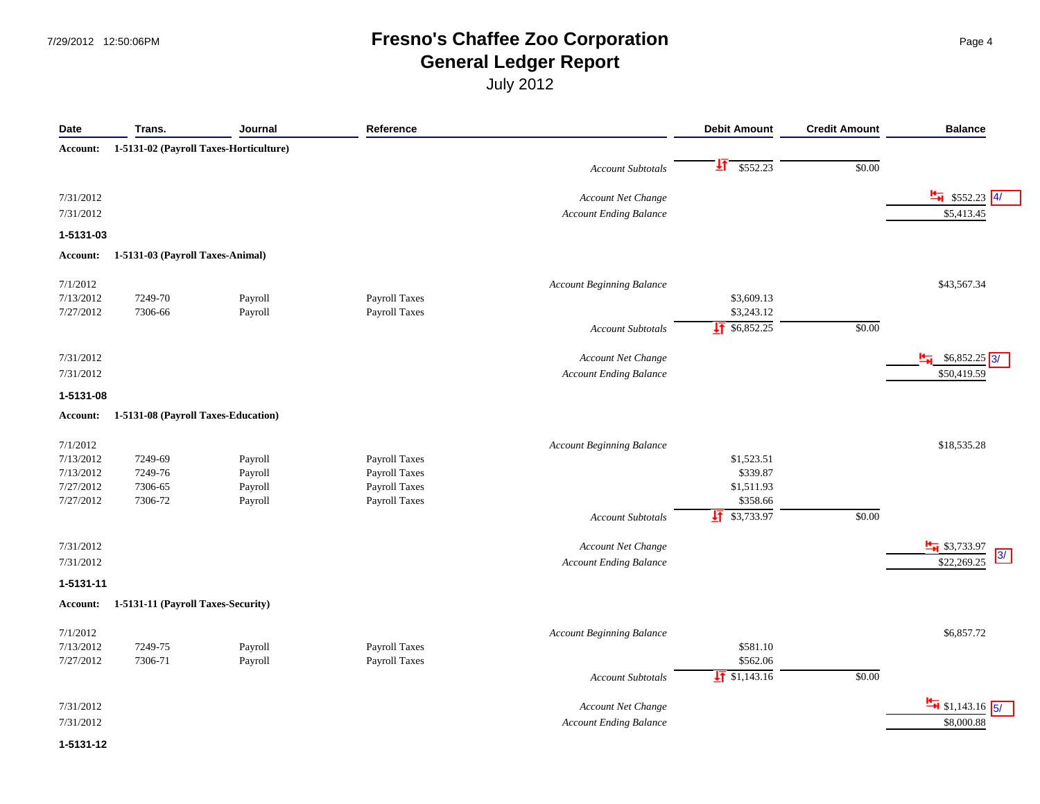# Fresno's Chaffee Zoo Corporation
## General Ledger Report
July 2012

| Date | Trans. | Journal | Reference | | Debit Amount | Credit Amount | Balance | |
|---|---|---|---|---|---|---|---|---|
| **Account:** | **1-5131-02 (Payroll Taxes-Horticulture)** | | | | | | | |
| | | | | *Account Subtotals* | $552.23 | $0.00 | | |
| 7/31/2012 | | | | *Account Net Change* | | | $552.23 | 4/ |
| 7/31/2012 | | | | *Account Ending Balance* | | | $5,413.45 | |
| **1-5131-03** | | | | | | | | |
| **Account:** | **1-5131-03 (Payroll Taxes-Animal)** | | | | | | | |
| 7/1/2012 | | | | *Account Beginning Balance* | | | $43,567.34 | |
| 7/13/2012 | 7249-70 | Payroll | Payroll Taxes | | $3,609.13 | | | |
| 7/27/2012 | 7306-66 | Payroll | Payroll Taxes | | $3,243.12 | | | |
| | | | | *Account Subtotals* | $6,852.25 | $0.00 | | |
| 7/31/2012 | | | | *Account Net Change* | | | $6,852.25 | 3/ |
| 7/31/2012 | | | | *Account Ending Balance* | | | $50,419.59 | |
| **1-5131-08** | | | | | | | | |
| **Account:** | **1-5131-08 (Payroll Taxes-Education)** | | | | | | | |
| 7/1/2012 | | | | *Account Beginning Balance* | | | $18,535.28 | |
| 7/13/2012 | 7249-69 | Payroll | Payroll Taxes | | $1,523.51 | | | |
| 7/13/2012 | 7249-76 | Payroll | Payroll Taxes | | $339.87 | | | |
| 7/27/2012 | 7306-65 | Payroll | Payroll Taxes | | $1,511.93 | | | |
| 7/27/2012 | 7306-72 | Payroll | Payroll Taxes | | $358.66 | | | |
| | | | | *Account Subtotals* | $3,733.97 | $0.00 | | |
| 7/31/2012 | | | | *Account Net Change* | | | $3,733.97 | 3/ |
| 7/31/2012 | | | | *Account Ending Balance* | | | $22,269.25 | |
| **1-5131-11** | | | | | | | | |
| **Account:** | **1-5131-11 (Payroll Taxes-Security)** | | | | | | | |
| 7/1/2012 | | | | *Account Beginning Balance* | | | $6,857.72 | |
| 7/13/2012 | 7249-75 | Payroll | Payroll Taxes | | $581.10 | | | |
| 7/27/2012 | 7306-71 | Payroll | Payroll Taxes | | $562.06 | | | |
| | | | | *Account Subtotals* | $1,143.16 | $0.00 | | |
| 7/31/2012 | | | | *Account Net Change* | | | $1,143.16 | 5/ |
| 7/31/2012 | | | | *Account Ending Balance* | | | $8,000.88 | |
| **1-5131-12** | | | | | | | | |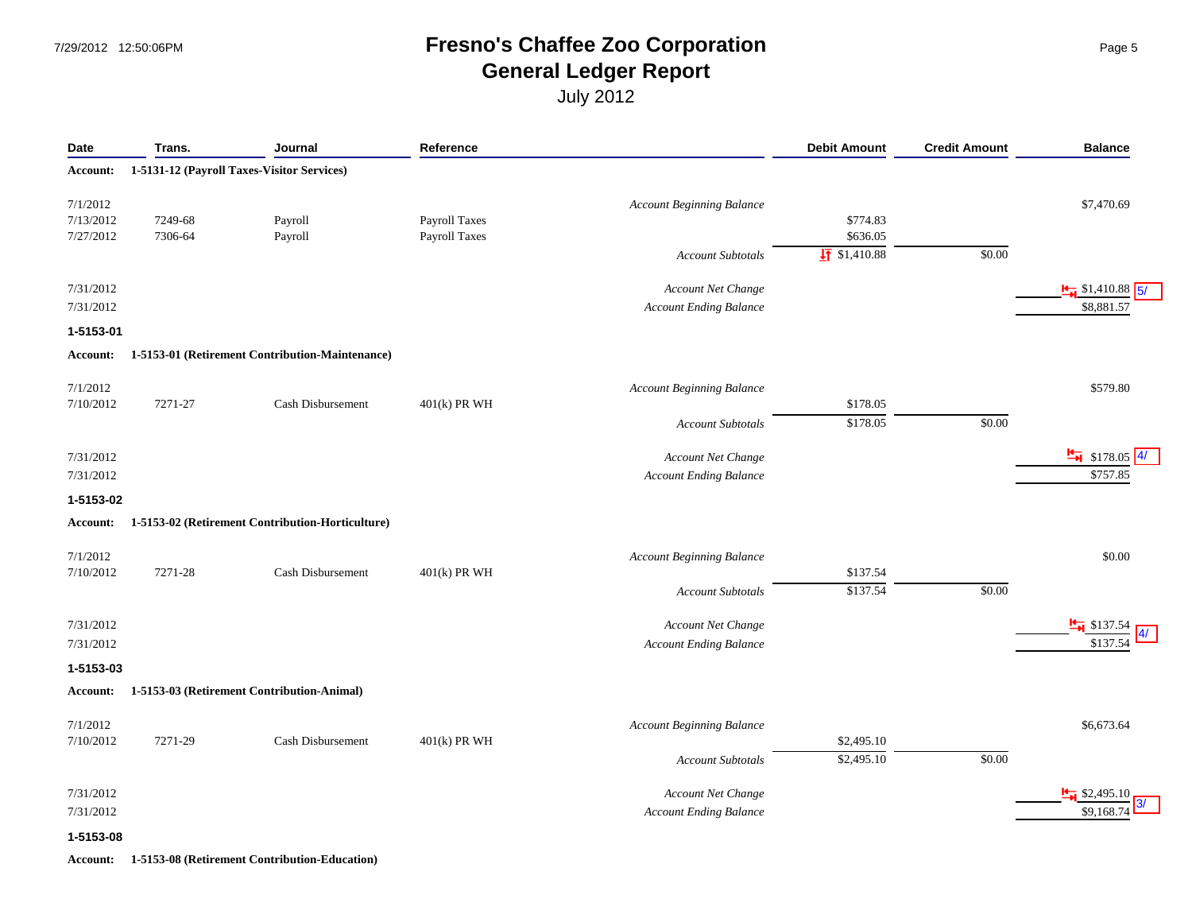# Fresno's Chaffee Zoo Corporation
## General Ledger Report
July 2012

| Date | Trans. | Journal | Reference | | Debit Amount | Credit Amount | Balance |
|---|---|---|---|---|---|---|---|
| **Account:** | **1-5131-12 (Payroll Taxes-Visitor Services)** | | | | | | |
| 7/1/2012 | | | | *Account Beginning Balance* | | | $7,470.69 |
| 7/13/2012 | 7249-68 | Payroll | Payroll Taxes | | $774.83 | | |
| 7/27/2012 | 7306-64 | Payroll | Payroll Taxes | | $636.05 | | |
| | | | | *Account Subtotals* | $1,410.88 | $0.00 | |
| 7/31/2012 | | | | *Account Net Change* | | | $1,410.88 5/ |
| 7/31/2012 | | | | *Account Ending Balance* | | | $8,881.57 |
| **1-5153-01** | | | | | | | |
| **Account:** | **1-5153-01 (Retirement Contribution-Maintenance)** | | | | | | |
| 7/1/2012 | | | | *Account Beginning Balance* | | | $579.80 |
| 7/10/2012 | 7271-27 | Cash Disbursement | 401(k) PR WH | | $178.05 | | |
| | | | | *Account Subtotals* | $178.05 | $0.00 | |
| 7/31/2012 | | | | *Account Net Change* | | | $178.05 4/ |
| 7/31/2012 | | | | *Account Ending Balance* | | | $757.85 |
| **1-5153-02** | | | | | | | |
| **Account:** | **1-5153-02 (Retirement Contribution-Horticulture)** | | | | | | |
| 7/1/2012 | | | | *Account Beginning Balance* | | | $0.00 |
| 7/10/2012 | 7271-28 | Cash Disbursement | 401(k) PR WH | | $137.54 | | |
| | | | | *Account Subtotals* | $137.54 | $0.00 | |
| 7/31/2012 | | | | *Account Net Change* | | | $137.54 4/ |
| 7/31/2012 | | | | *Account Ending Balance* | | | $137.54 |
| **1-5153-03** | | | | | | | |
| **Account:** | **1-5153-03 (Retirement Contribution-Animal)** | | | | | | |
| 7/1/2012 | | | | *Account Beginning Balance* | | | $6,673.64 |
| 7/10/2012 | 7271-29 | Cash Disbursement | 401(k) PR WH | | $2,495.10 | | |
| | | | | *Account Subtotals* | $2,495.10 | $0.00 | |
| 7/31/2012 | | | | *Account Net Change* | | | $2,495.10 3/ |
| 7/31/2012 | | | | *Account Ending Balance* | | | $9,168.74 |
| **1-5153-08** | | | | | | | |
| **Account:** | **1-5153-08 (Retirement Contribution-Education)** | | | | | | |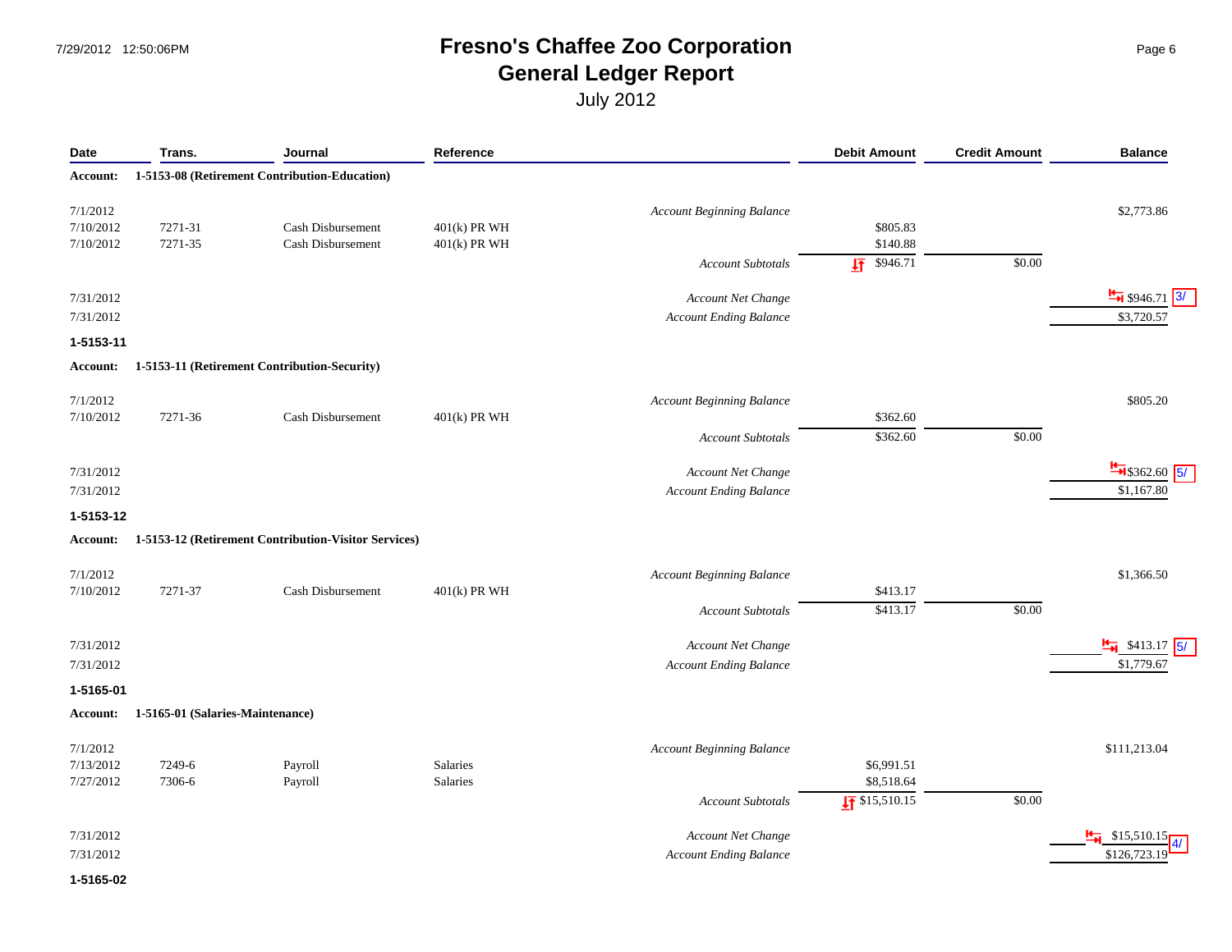# Fresno's Chaffee Zoo Corporation
## General Ledger Report
July 2012

| Date | Trans. | Journal | Reference | | Debit Amount | Credit Amount | Balance |
|---|---|---|---|---|---|---|---|
| **Account:** | **1-5153-08 (Retirement Contribution-Education)** | | | | | | |
| 7/1/2012 | | | | *Account Beginning Balance* | | | $2,773.86 |
| 7/10/2012 | 7271-31 | Cash Disbursement | 401(k) PR WH | | $805.83 | | |
| 7/10/2012 | 7271-35 | Cash Disbursement | 401(k) PR WH | | $140.88 | | |
| | | | | *Account Subtotals* | $946.71 | $0.00 | |
| 7/31/2012 | | | | *Account Net Change* | | | $946.71  3/ |
| 7/31/2012 | | | | *Account Ending Balance* | | | $3,720.57 |
| **1-5153-11** | | | | | | | |
| **Account:** | **1-5153-11 (Retirement Contribution-Security)** | | | | | | |
| 7/1/2012 | | | | *Account Beginning Balance* | | | $805.20 |
| 7/10/2012 | 7271-36 | Cash Disbursement | 401(k) PR WH | | $362.60 | | |
| | | | | *Account Subtotals* | $362.60 | $0.00 | |
| 7/31/2012 | | | | *Account Net Change* | | | $362.60 5/ |
| 7/31/2012 | | | | *Account Ending Balance* | | | $1,167.80 |
| **1-5153-12** | | | | | | | |
| **Account:** | **1-5153-12 (Retirement Contribution-Visitor Services)** | | | | | | |
| 7/1/2012 | | | | *Account Beginning Balance* | | | $1,366.50 |
| 7/10/2012 | 7271-37 | Cash Disbursement | 401(k) PR WH | | $413.17 | | |
| | | | | *Account Subtotals* | $413.17 | $0.00 | |
| 7/31/2012 | | | | *Account Net Change* | | | $413.17 5/ |
| 7/31/2012 | | | | *Account Ending Balance* | | | $1,779.67 |
| **1-5165-01** | | | | | | | |
| **Account:** | **1-5165-01 (Salaries-Maintenance)** | | | | | | |
| 7/1/2012 | | | | *Account Beginning Balance* | | | $111,213.04 |
| 7/13/2012 | 7249-6 | Payroll | Salaries | | $6,991.51 | | |
| 7/27/2012 | 7306-6 | Payroll | Salaries | | $8,518.64 | | |
| | | | | *Account Subtotals* | $15,510.15 | $0.00 | |
| 7/31/2012 | | | | *Account Net Change* | | | $15,510.15 4/ |
| 7/31/2012 | | | | *Account Ending Balance* | | | $126,723.19 |
| **1-5165-02** | | | | | | | |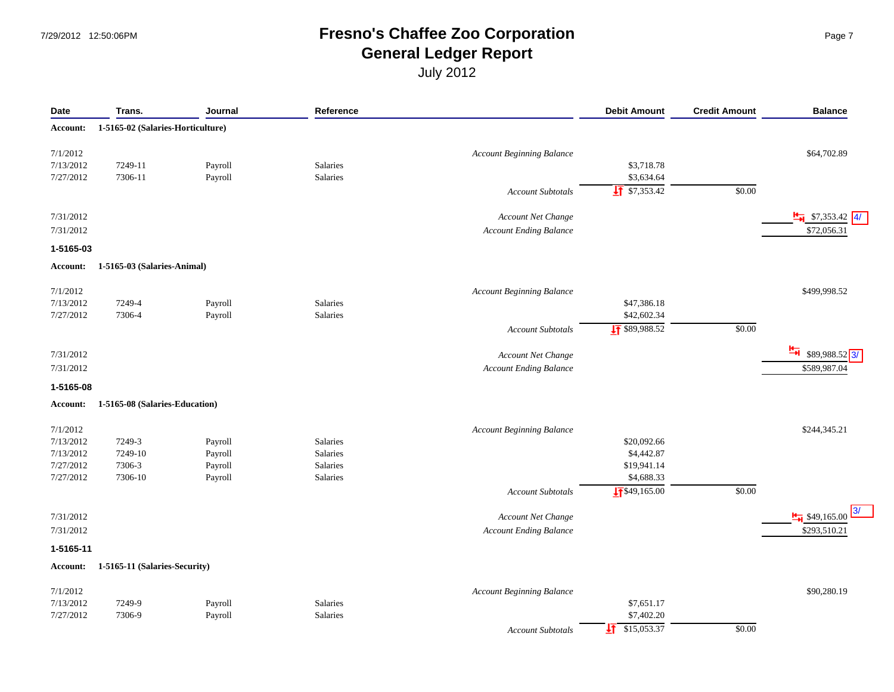# Fresno's Chaffee Zoo Corporation
## General Ledger Report
July 2012

| Date | Trans. | Journal | Reference | | Debit Amount | Credit Amount | Balance |
|---|---|---|---|---|---|---|---|
| **Account:** | **1-5165-02 (Salaries-Horticulture)** | | | | | | |
| 7/1/2012 | | | | *Account Beginning Balance* | | | $64,702.89 |
| 7/13/2012 | 7249-11 | Payroll | Salaries | | $3,718.78 | | |
| 7/27/2012 | 7306-11 | Payroll | Salaries | | $3,634.64 | | |
| | | | | *Account Subtotals* | $7,353.42 | $0.00 | |
| 7/31/2012 | | | | *Account Net Change* | | | $7,353.42  4/ |
| 7/31/2012 | | | | *Account Ending Balance* | | | $72,056.31 |
| **1-5165-03** | | | | | | | |
| **Account:** | **1-5165-03 (Salaries-Animal)** | | | | | | |
| 7/1/2012 | | | | *Account Beginning Balance* | | | $499,998.52 |
| 7/13/2012 | 7249-4 | Payroll | Salaries | | $47,386.18 | | |
| 7/27/2012 | 7306-4 | Payroll | Salaries | | $42,602.34 | | |
| | | | | *Account Subtotals* | $89,988.52 | $0.00 | |
| 7/31/2012 | | | | *Account Net Change* | | | $89,988.52 3/ |
| 7/31/2012 | | | | *Account Ending Balance* | | | $589,987.04 |
| **1-5165-08** | | | | | | | |
| **Account:** | **1-5165-08 (Salaries-Education)** | | | | | | |
| 7/1/2012 | | | | *Account Beginning Balance* | | | $244,345.21 |
| 7/13/2012 | 7249-3 | Payroll | Salaries | | $20,092.66 | | |
| 7/13/2012 | 7249-10 | Payroll | Salaries | | $4,442.87 | | |
| 7/27/2012 | 7306-3 | Payroll | Salaries | | $19,941.14 | | |
| 7/27/2012 | 7306-10 | Payroll | Salaries | | $4,688.33 | | |
| | | | | *Account Subtotals* | $49,165.00 | $0.00 | |
| 7/31/2012 | | | | *Account Net Change* | | | $49,165.00 3/ |
| 7/31/2012 | | | | *Account Ending Balance* | | | $293,510.21 |
| **1-5165-11** | | | | | | | |
| **Account:** | **1-5165-11 (Salaries-Security)** | | | | | | |
| 7/1/2012 | | | | *Account Beginning Balance* | | | $90,280.19 |
| 7/13/2012 | 7249-9 | Payroll | Salaries | | $7,651.17 | | |
| 7/27/2012 | 7306-9 | Payroll | Salaries | | $7,402.20 | | |
| | | | | *Account Subtotals* | $15,053.37 | $0.00 | |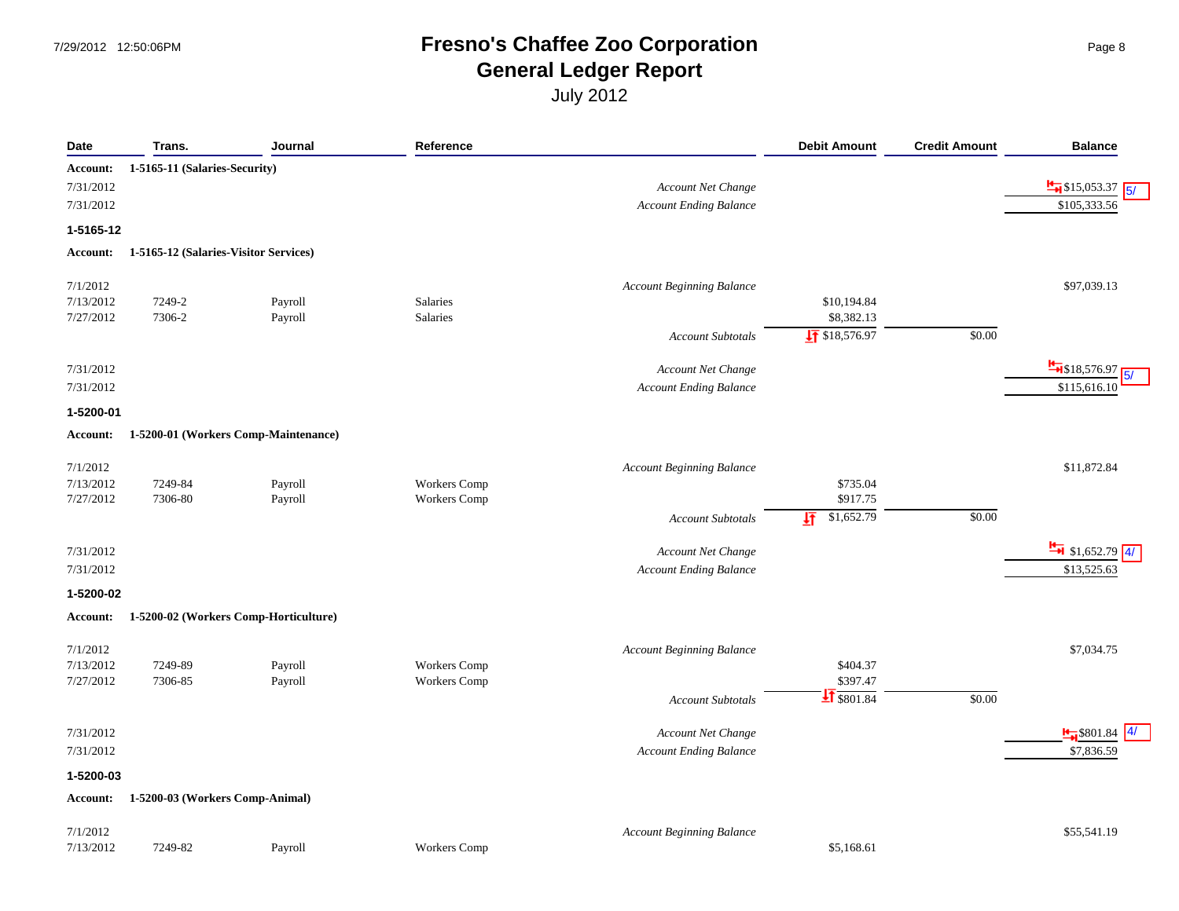# Fresno's Chaffee Zoo Corporation
## General Ledger Report
July 2012

| Date | Trans. | Journal | Reference | | Debit Amount | Credit Amount | Balance | |
|---|---|---|---|---|---|---|---|---|
| **Account:** | **1-5165-11 (Salaries-Security)** | | | | | | | |
| 7/31/2012 | | | | *Account Net Change* | | | $15,053.37 | 5/ |
| 7/31/2012 | | | | *Account Ending Balance* | | | $105,333.56 | |
| **1-5165-12** | | | | | | | | |
| **Account:** | **1-5165-12 (Salaries-Visitor Services)** | | | | | | | |
| 7/1/2012 | | | | *Account Beginning Balance* | | | $97,039.13 | |
| 7/13/2012 | 7249-2 | Payroll | Salaries | | $10,194.84 | | | |
| 7/27/2012 | 7306-2 | Payroll | Salaries | | $8,382.13 | | | |
| | | | | *Account Subtotals* | $18,576.97 | $0.00 | | |
| 7/31/2012 | | | | *Account Net Change* | | | $18,576.97 | 5/ |
| 7/31/2012 | | | | *Account Ending Balance* | | | $115,616.10 | |
| **1-5200-01** | | | | | | | | |
| **Account:** | **1-5200-01 (Workers Comp-Maintenance)** | | | | | | | |
| 7/1/2012 | | | | *Account Beginning Balance* | | | $11,872.84 | |
| 7/13/2012 | 7249-84 | Payroll | Workers Comp | | $735.04 | | | |
| 7/27/2012 | 7306-80 | Payroll | Workers Comp | | $917.75 | | | |
| | | | | *Account Subtotals* | $1,652.79 | $0.00 | | |
| 7/31/2012 | | | | *Account Net Change* | | | $1,652.79 | 4/ |
| 7/31/2012 | | | | *Account Ending Balance* | | | $13,525.63 | |
| **1-5200-02** | | | | | | | | |
| **Account:** | **1-5200-02 (Workers Comp-Horticulture)** | | | | | | | |
| 7/1/2012 | | | | *Account Beginning Balance* | | | $7,034.75 | |
| 7/13/2012 | 7249-89 | Payroll | Workers Comp | | $404.37 | | | |
| 7/27/2012 | 7306-85 | Payroll | Workers Comp | | $397.47 | | | |
| | | | | *Account Subtotals* | $801.84 | $0.00 | | |
| 7/31/2012 | | | | *Account Net Change* | | | $801.84 | 4/ |
| 7/31/2012 | | | | *Account Ending Balance* | | | $7,836.59 | |
| **1-5200-03** | | | | | | | | |
| **Account:** | **1-5200-03 (Workers Comp-Animal)** | | | | | | | |
| 7/1/2012 | | | | *Account Beginning Balance* | | | $55,541.19 | |
| 7/13/2012 | 7249-82 | Payroll | Workers Comp | | $5,168.61 | | | |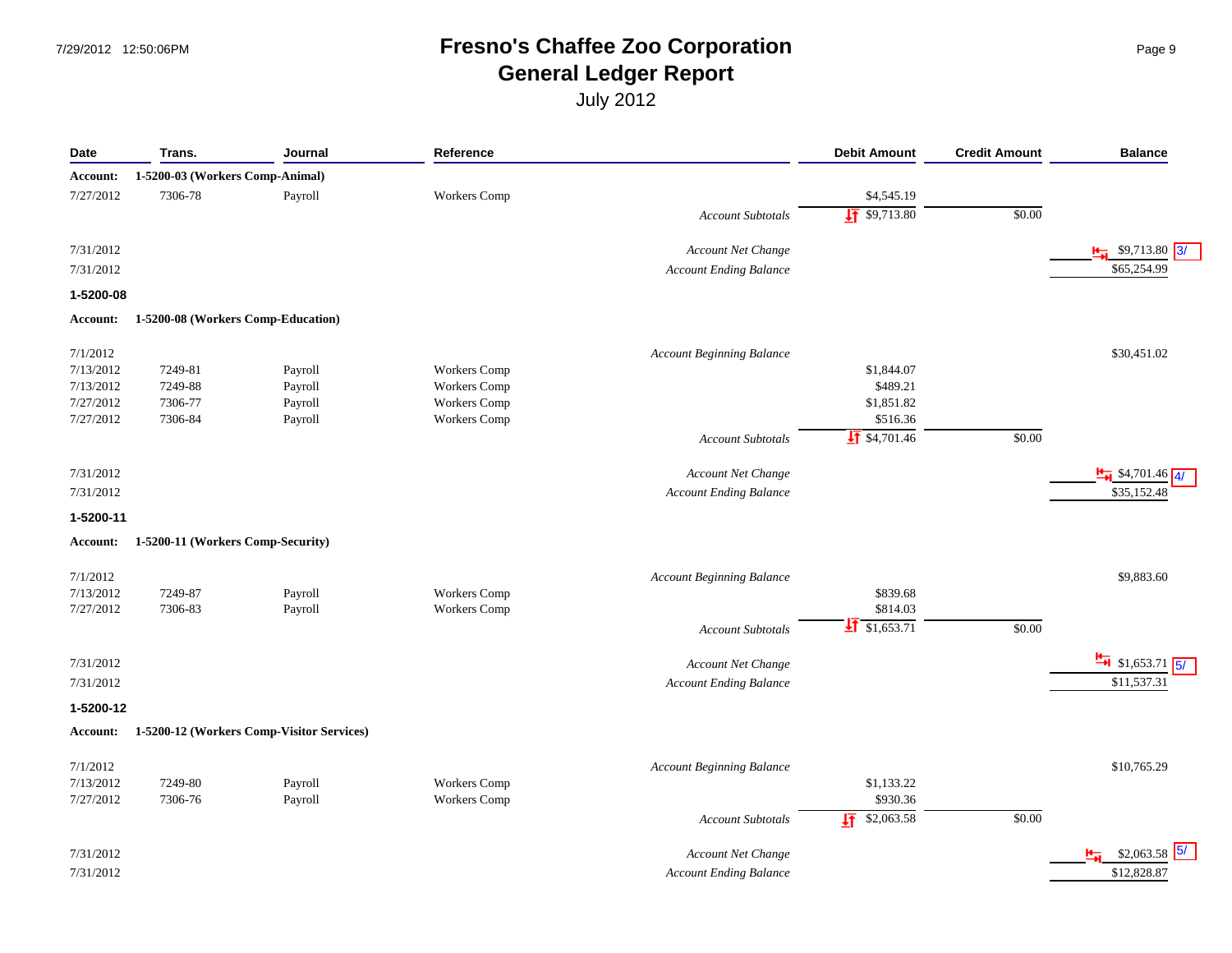# Fresno's Chaffee Zoo Corporation
## General Ledger Report
July 2012

| Date | Trans. | Journal | Reference | | Debit Amount | Credit Amount | Balance | |
|---|---|---|---|---|---|---|---|---|
| **Account:** | **1-5200-03 (Workers Comp-Animal)** | | | | | | | |
| 7/27/2012 | 7306-78 | Payroll | Workers Comp | | $4,545.19 | | | |
| | | | | *Account Subtotals* | $9,713.80 | $0.00 | | |
| 7/31/2012 | | | | *Account Net Change* | | | $9,713.80 | 3/ |
| 7/31/2012 | | | | *Account Ending Balance* | | | $65,254.99 | |
| **1-5200-08** | | | | | | | | |
| **Account:** | **1-5200-08 (Workers Comp-Education)** | | | | | | | |
| 7/1/2012 | | | | *Account Beginning Balance* | | | $30,451.02 | |
| 7/13/2012 | 7249-81 | Payroll | Workers Comp | | $1,844.07 | | | |
| 7/13/2012 | 7249-88 | Payroll | Workers Comp | | $489.21 | | | |
| 7/27/2012 | 7306-77 | Payroll | Workers Comp | | $1,851.82 | | | |
| 7/27/2012 | 7306-84 | Payroll | Workers Comp | | $516.36 | | | |
| | | | | *Account Subtotals* | $4,701.46 | $0.00 | | |
| 7/31/2012 | | | | *Account Net Change* | | | $4,701.46 | 4/ |
| 7/31/2012 | | | | *Account Ending Balance* | | | $35,152.48 | |
| **1-5200-11** | | | | | | | | |
| **Account:** | **1-5200-11 (Workers Comp-Security)** | | | | | | | |
| 7/1/2012 | | | | *Account Beginning Balance* | | | $9,883.60 | |
| 7/13/2012 | 7249-87 | Payroll | Workers Comp | | $839.68 | | | |
| 7/27/2012 | 7306-83 | Payroll | Workers Comp | | $814.03 | | | |
| | | | | *Account Subtotals* | $1,653.71 | $0.00 | | |
| 7/31/2012 | | | | *Account Net Change* | | | $1,653.71 | 5/ |
| 7/31/2012 | | | | *Account Ending Balance* | | | $11,537.31 | |
| **1-5200-12** | | | | | | | | |
| **Account:** | **1-5200-12 (Workers Comp-Visitor Services)** | | | | | | | |
| 7/1/2012 | | | | *Account Beginning Balance* | | | $10,765.29 | |
| 7/13/2012 | 7249-80 | Payroll | Workers Comp | | $1,133.22 | | | |
| 7/27/2012 | 7306-76 | Payroll | Workers Comp | | $930.36 | | | |
| | | | | *Account Subtotals* | $2,063.58 | $0.00 | | |
| 7/31/2012 | | | | *Account Net Change* | | | $2,063.58 | 5/ |
| 7/31/2012 | | | | *Account Ending Balance* | | | $12,828.87 | |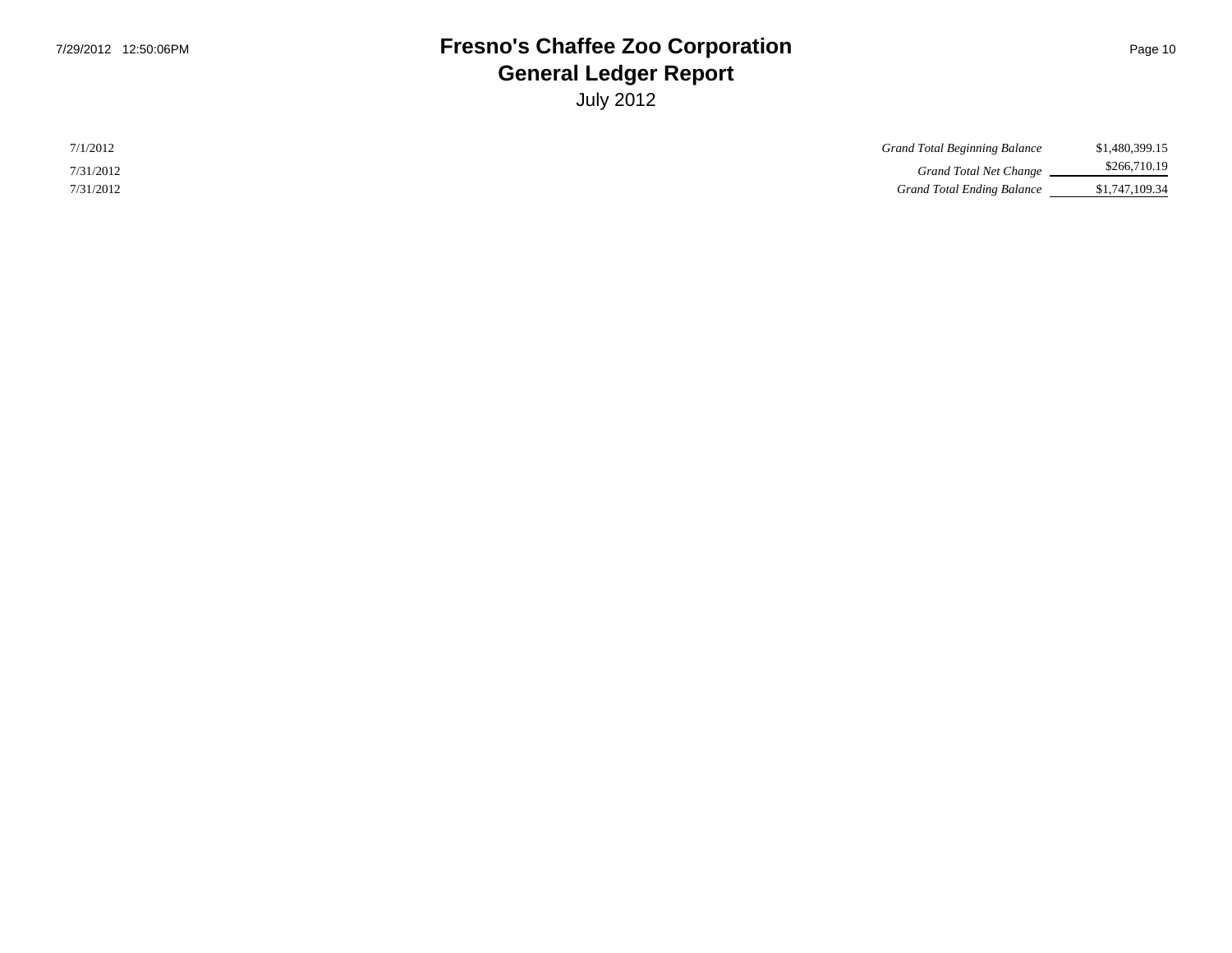# Fresno's Chaffee Zoo Corporation

## General Ledger Report

July 2012

| | | |
|---|---|---|
| 7/1/2012 | *Grand Total Beginning Balance* | $1,480,399.15 |
| 7/31/2012 | *Grand Total Net Change* | $266,710.19 |
| 7/31/2012 | *Grand Total Ending Balance* | $1,747,109.34 |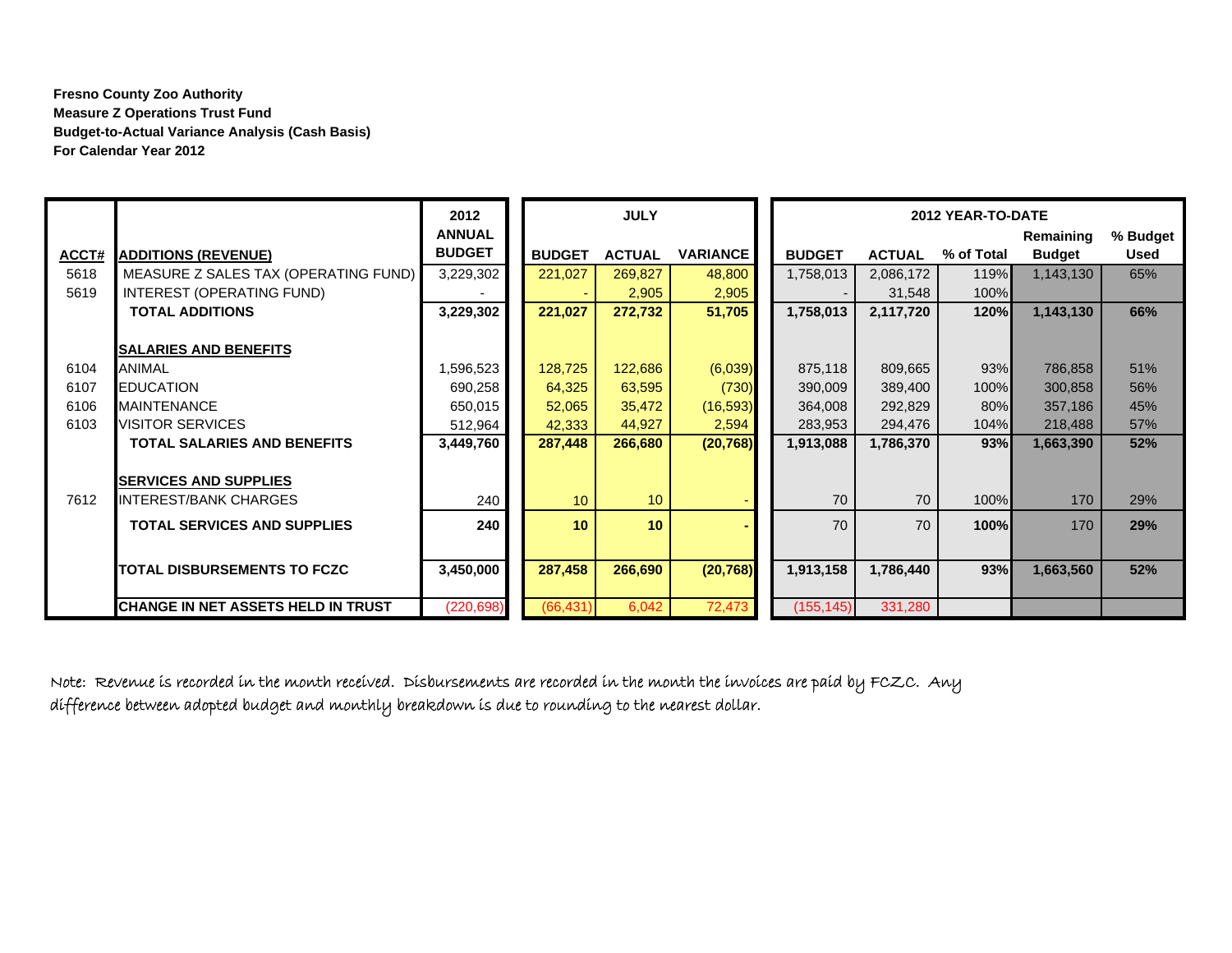**Fresno County Zoo Authority**
**Measure Z Operations Trust Fund**
**Budget-to-Actual Variance Analysis (Cash Basis)**
**For Calendar Year 2012**

| ACCT# | ADDITIONS (REVENUE) | 2012 ANNUAL BUDGET | JULY BUDGET | JULY ACTUAL | JULY VARIANCE | 2012 YEAR-TO-DATE BUDGET | YTD ACTUAL | % of Total | Remaining Budget | % Budget Used |
|---|---|---|---|---|---|---|---|---|---|---|
| 5618 | MEASURE Z SALES TAX (OPERATING FUND) | 3,229,302 | 221,027 | 269,827 | 48,800 | 1,758,013 | 2,086,172 | 119% | 1,143,130 | 65% |
| 5619 | INTEREST (OPERATING FUND) | - | - | 2,905 | 2,905 | - | 31,548 | 100% | | |
| | **TOTAL ADDITIONS** | **3,229,302** | **221,027** | **272,732** | **51,705** | **1,758,013** | **2,117,720** | **120%** | **1,143,130** | **66%** |
| | **SALARIES AND BENEFITS** | | | | | | | | | |
| 6104 | ANIMAL | 1,596,523 | 128,725 | 122,686 | (6,039) | 875,118 | 809,665 | 93% | 786,858 | 51% |
| 6107 | EDUCATION | 690,258 | 64,325 | 63,595 | (730) | 390,009 | 389,400 | 100% | 300,858 | 56% |
| 6106 | MAINTENANCE | 650,015 | 52,065 | 35,472 | (16,593) | 364,008 | 292,829 | 80% | 357,186 | 45% |
| 6103 | VISITOR SERVICES | 512,964 | 42,333 | 44,927 | 2,594 | 283,953 | 294,476 | 104% | 218,488 | 57% |
| | **TOTAL SALARIES AND BENEFITS** | **3,449,760** | **287,448** | **266,680** | **(20,768)** | **1,913,088** | **1,786,370** | **93%** | **1,663,390** | **52%** |
| | **SERVICES AND SUPPLIES** | | | | | | | | | |
| 7612 | INTEREST/BANK CHARGES | 240 | 10 | 10 | - | 70 | 70 | 100% | 170 | 29% |
| | **TOTAL SERVICES AND SUPPLIES** | **240** | **10** | **10** | **-** | 70 | 70 | **100%** | 170 | **29%** |
| | **TOTAL DISBURSEMENTS TO FCZC** | **3,450,000** | **287,458** | **266,690** | **(20,768)** | **1,913,158** | **1,786,440** | **93%** | **1,663,560** | **52%** |
| | **CHANGE IN NET ASSETS HELD IN TRUST** | (220,698) | (66,431) | 6,042 | 72,473 | (155,145) | 331,280 | | | |

Note: Revenue is recorded in the month received. Disbursements are recorded in the month the invoices are paid by FCZC. Any difference between adopted budget and monthly breakdown is due to rounding to the nearest dollar.